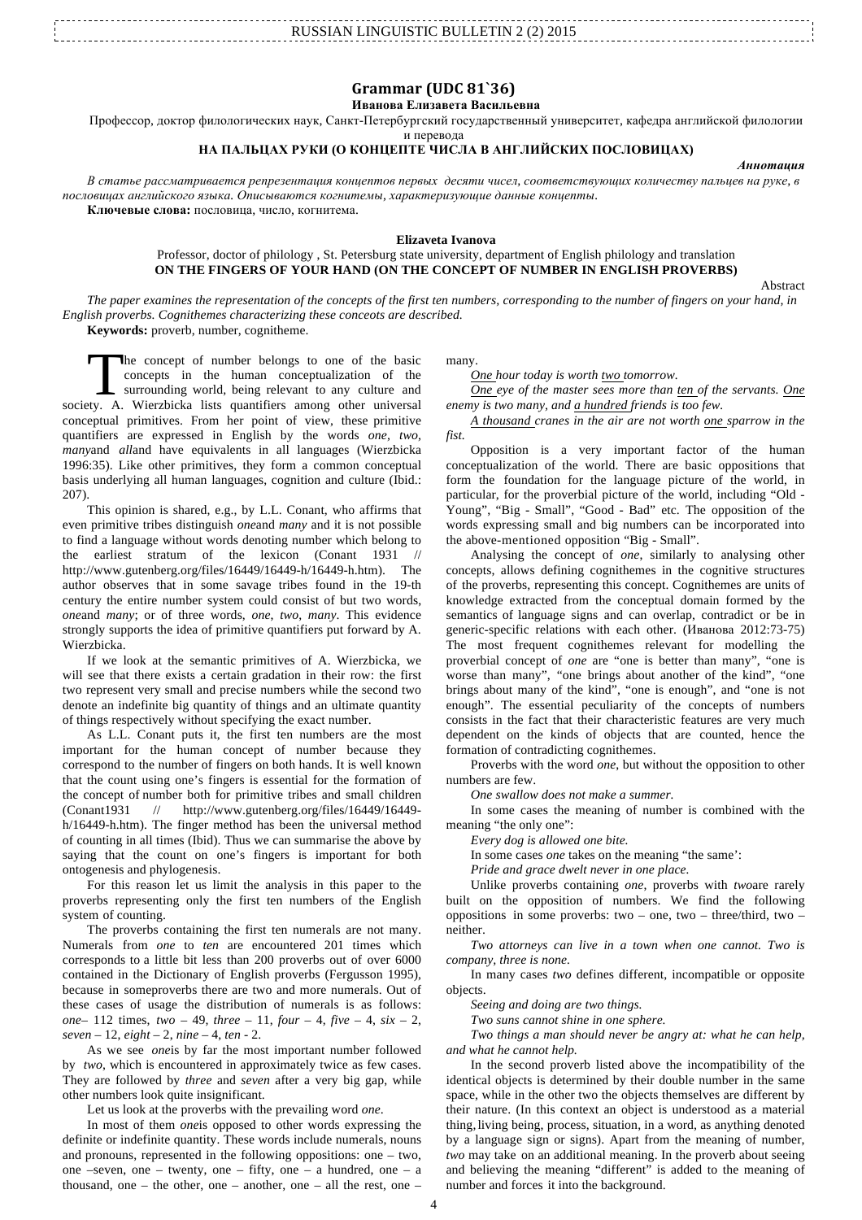## Grammar (UDC 81`36)

**Иванова Елизавета Васильевна**

Профессор, доктор филологических наук, Санкт-Петербургский государственный университет, кафедра английской филологии и перевода

**НА ПАЛЬЦАХ РУКИ (О КОНЦЕПТЕ ЧИСЛА В АНГЛИЙСКИХ ПОСЛОВИЦАХ)**

***Аннотация***

*В статье рассматривается репрезентация концептов первых десяти чисел, соответствующих количеству пальцев на руке, в пословицах английского языка. Описываются когнитемы, характеризующие данные концепты.*

**Ключевые слова:** пословица, число, когнитема.

**Elizaveta Ivanova**

Professor, doctor of philology , St. Petersburg state university, department of English philology and translation

**ON THE FINGERS OF YOUR HAND (ON THE CONCEPT OF NUMBER IN ENGLISH PROVERBS)**

Abstract

*The paper examines the representation of the concepts of the first ten numbers, corresponding to the number of fingers on your hand, in English proverbs. Cognithemes characterizing these conceots are described.*

**Keywords:** proverb, number, cognitheme.

The concept of number belongs to one of the basic concepts in the human conceptualization of the surrounding world, being relevant to any culture and society. A. Wierzbicka lists quantifiers among other universal conceptual primitives. From her point of view, these primitive quantifiers are expressed in English by the words *one, two, many*and *all*and have equivalents in all languages (Wierzbicka 1996:35). Like other primitives, they form a common conceptual basis underlying all human languages, cognition and culture (Ibid.: 207).

This opinion is shared, e.g., by L.L. Conant, who affirms that even primitive tribes distinguish *one*and *many* and it is not possible to find a language without words denoting number which belong to the earliest stratum of the lexicon (Conant 1931 // http://www.gutenberg.org/files/16449/16449-h/16449-h.htm). The author observes that in some savage tribes found in the 19-th century the entire number system could consist of but two words, *one*and *many*; or of three words, *one, two, many*. This evidence strongly supports the idea of primitive quantifiers put forward by A. Wierzbicka.

If we look at the semantic primitives of A. Wierzbicka, we will see that there exists a certain gradation in their row: the first two represent very small and precise numbers while the second two denote an indefinite big quantity of things and an ultimate quantity of things respectively without specifying the exact number.

As L.L. Conant puts it, the first ten numbers are the most important for the human concept of number because they correspond to the number of fingers on both hands. It is well known that the count using one's fingers is essential for the formation of the concept of number both for primitive tribes and small children (Conant1931 // http://www.gutenberg.org/files/16449/16449-h/16449-h.htm). The finger method has been the universal method of counting in all times (Ibid). Thus we can summarise the above by saying that the count on one's fingers is important for both ontogenesis and phylogenesis.

For this reason let us limit the analysis in this paper to the proverbs representing only the first ten numbers of the English system of counting.

The proverbs containing the first ten numerals are not many. Numerals from *one* to *ten* are encountered 201 times which corresponds to a little bit less than 200 proverbs out of over 6000 contained in the Dictionary of English proverbs (Fergusson 1995), because in someproverbs there are two and more numerals. Out of these cases of usage the distribution of numerals is as follows: *one*– 112 times, *two* – 49, *three* – 11, *four* – 4, *five* – 4, *six* – 2, *seven* – 12, *eight* – 2, *nine* – 4, *ten* - 2.

As we see *one*is by far the most important number followed by *two*, which is encountered in approximately twice as few cases. They are followed by *three* and *seven* after a very big gap, while other numbers look quite insignificant.

Let us look at the proverbs with the prevailing word *one*.

In most of them *one*is opposed to other words expressing the definite or indefinite quantity. These words include numerals, nouns and pronouns, represented in the following oppositions: one – two, one –seven, one – twenty, one – fifty, one – a hundred, one – a thousand, one – the other, one – another, one – all the rest, one – many.

*<u>One</u> hour today is worth <u>two</u> tomorrow.*

*<u>One</u> eye of the master sees more than <u>ten</u> of the servants. <u>One</u> enemy is two many, and <u>a hundred</u> friends is too few.*

*<u>A thousand</u> cranes in the air are not worth <u>one</u> sparrow in the fist.*

Opposition is a very important factor of the human conceptualization of the world. There are basic oppositions that form the foundation for the language picture of the world, in particular, for the proverbial picture of the world, including "Old - Young", "Big - Small", "Good - Bad" etc. The opposition of the words expressing small and big numbers can be incorporated into the above-mentioned opposition "Big - Small".

Analysing the concept of *one*, similarly to analysing other concepts, allows defining cognithemes in the cognitive structures of the proverbs, representing this concept. Cognithemes are units of knowledge extracted from the conceptual domain formed by the semantics of language signs and can overlap, contradict or be in generic-specific relations with each other. (Иванова 2012:73-75) The most frequent cognithemes relevant for modelling the proverbial concept of *one* are "one is better than many", "one is worse than many", "one brings about another of the kind", "one brings about many of the kind", "one is enough", and "one is not enough". The essential peculiarity of the concepts of numbers consists in the fact that their characteristic features are very much dependent on the kinds of objects that are counted, hence the formation of contradicting cognithemes.

Proverbs with the word *one*, but without the opposition to other numbers are few.

*One swallow does not make a summer.*

In some cases the meaning of number is combined with the meaning "the only one":

*Every dog is allowed one bite.*

In some cases *one* takes on the meaning "the same':

*Pride and grace dwelt never in one place.*

Unlike proverbs containing *one*, proverbs with *two*are rarely built on the opposition of numbers. We find the following oppositions in some proverbs: two – one, two – three/third, two – neither.

*Two attorneys can live in a town when one cannot. Two is company, three is none.*

In many cases *two* defines different, incompatible or opposite objects.

*Seeing and doing are two things.*

*Two suns cannot shine in one sphere.*

*Two things a man should never be angry at: what he can help, and what he cannot help.*

In the second proverb listed above the incompatibility of the identical objects is determined by their double number in the same space, while in the other two the objects themselves are different by their nature. (In this context an object is understood as a material thing, living being, process, situation, in a word, as anything denoted by a language sign or signs). Apart from the meaning of number, *two* may take on an additional meaning. In the proverb about seeing and believing the meaning "different" is added to the meaning of number and forces it into the background.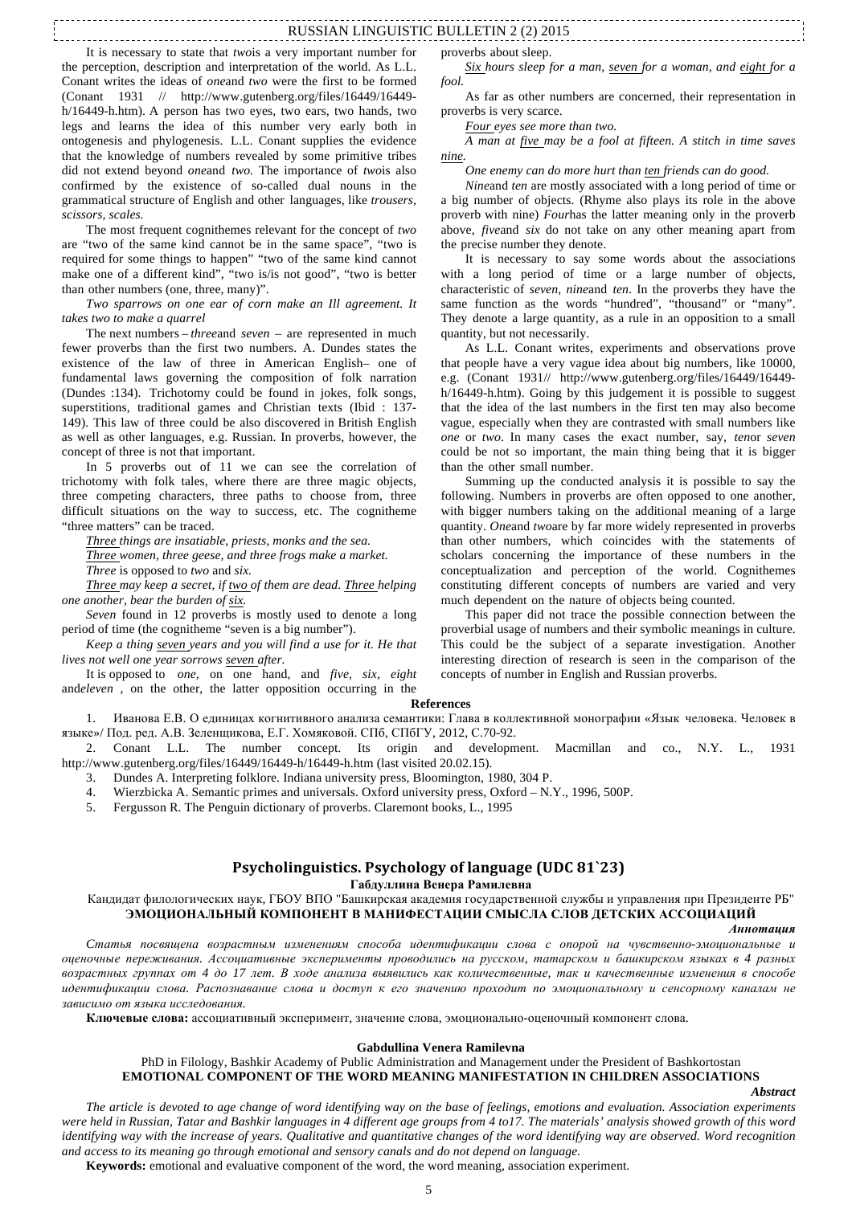It is necessary to state that *two*is a very important number for the perception, description and interpretation of the world. As L.L. Conant writes the ideas of *one*and *two* were the first to be formed (Conant 1931 // http://www.gutenberg.org/files/16449/16449-h/16449-h.htm). A person has two eyes, two ears, two hands, two legs and learns the idea of this number very early both in ontogenesis and phylogenesis. L.L. Conant supplies the evidence that the knowledge of numbers revealed by some primitive tribes did not extend beyond *one*and *two.* The importance of *two*is also confirmed by the existence of so-called dual nouns in the grammatical structure of English and other languages, like *trousers, scissors, scales.*

The most frequent cognithemes relevant for the concept of *two* are "two of the same kind cannot be in the same space", "two is required for some things to happen" "two of the same kind cannot make one of a different kind", "two is/is not good", "two is better than other numbers (one, three, many)".

*Two sparrows on one ear of corn make an Ill agreement. It takes two to make a quarrel*

The next numbers – *three*and *seven* – are represented in much fewer proverbs than the first two numbers. A. Dundes states the existence of the law of three in American English– one of fundamental laws governing the composition of folk narration (Dundes :134). Trichotomy could be found in jokes, folk songs, superstitions, traditional games and Christian texts (Ibid : 137-149). This law of three could be also discovered in British English as well as other languages, e.g. Russian. In proverbs, however, the concept of three is not that important.

In 5 proverbs out of 11 we can see the correlation of trichotomy with folk tales, where there are three magic objects, three competing characters, three paths to choose from, three difficult situations on the way to success, etc. The cognitheme "three matters" can be traced.

*Three things are insatiable, priests, monks and the sea.*

*Three women, three geese, and three frogs make a market.*

*Three* is opposed to *two* and *six.*

*Three may keep a secret, if two of them are dead. Three helping one another, bear the burden of six.*

*Seven* found in 12 proverbs is mostly used to denote a long period of time (the cognitheme "seven is a big number").

*Keep a thing seven years and you will find a use for it. He that lives not well one year sorrows seven after.*

It is opposed to *one,* on one hand, and *five, six, eight* and*eleven* , on the other, the latter opposition occurring in the proverbs about sleep.

*Six hours sleep for a man, seven for a woman, and eight for a fool.*

As far as other numbers are concerned, their representation in proverbs is very scarce.

*Four eyes see more than two.*

*A man at five may be a fool at fifteen. A stitch in time saves nine.*

*One enemy can do more hurt than ten friends can do good.*

*Nine*and *ten* are mostly associated with a long period of time or a big number of objects. (Rhyme also plays its role in the above proverb with nine) *Four*has the latter meaning only in the proverb above, *five*and *six* do not take on any other meaning apart from the precise number they denote.

It is necessary to say some words about the associations with a long period of time or a large number of objects, characteristic of *seven, nine*and *ten*. In the proverbs they have the same function as the words "hundred", "thousand" or "many". They denote a large quantity, as a rule in an opposition to a small quantity, but not necessarily.

As L.L. Conant writes, experiments and observations prove that people have a very vague idea about big numbers, like 10000, e.g. (Conant 1931// http://www.gutenberg.org/files/16449/16449-h/16449-h.htm). Going by this judgement it is possible to suggest that the idea of the last numbers in the first ten may also become vague, especially when they are contrasted with small numbers like *one* or *two*. In many cases the exact number, say, *ten*or *seven* could be not so important, the main thing being that it is bigger than the other small number.

Summing up the conducted analysis it is possible to say the following. Numbers in proverbs are often opposed to one another, with bigger numbers taking on the additional meaning of a large quantity. *One*and *two*are by far more widely represented in proverbs than other numbers, which coincides with the statements of scholars concerning the importance of these numbers in the conceptualization and perception of the world. Cognithemes constituting different concepts of numbers are varied and very much dependent on the nature of objects being counted.

This paper did not trace the possible connection between the proverbial usage of numbers and their symbolic meanings in culture. This could be the subject of a separate investigation. Another interesting direction of research is seen in the comparison of the concepts of number in English and Russian proverbs.

**References**

1. Иванова Е.В. О единицах когнитивного анализа семантики: Глава в коллективной монографии «Язык человека. Человек в языке»/ Под. ред. А.В. Зеленщикова, Е.Г. Хомяковой. СПб, СПбГУ, 2012, С.70-92.
2. Conant L.L. The number concept. Its origin and development. Macmillan and co., N.Y. L., 1931 http://www.gutenberg.org/files/16449/16449-h/16449-h.htm (last visited 20.02.15).
3. Dundes A. Interpreting folklore. Indiana university press, Bloomington, 1980, 304 P.
4. Wierzbicka A. Semantic primes and universals. Oxford university press, Oxford – N.Y., 1996, 500P.
5. Fergusson R. The Penguin dictionary of proverbs. Claremont books, L., 1995

## Psycholinguistics. Psychology of language (UDC 81`23)

**Габдуллина Венера Рамилевна**

Кандидат филологических наук, ГБОУ ВПО "Башкирская академия государственной службы и управления при Президенте РБ"

**ЭМОЦИОНАЛЬНЫЙ КОМПОНЕНТ В МАНИФЕСТАЦИИ СМЫСЛА СЛОВ ДЕТСКИХ АССОЦИАЦИЙ**

***Аннотация***

*Статья посвящена возрастным изменениям способа идентификации слова с опорой на чувственно-эмоциональные и оценочные переживания. Ассоциативные эксперименты проводились на русском, татарском и башкирском языках в 4 разных возрастных группах от 4 до 17 лет. В ходе анализа выявились как количественные, так и качественные изменения в способе идентификации слова. Распознавание слова и доступ к его значению проходит по эмоциональному и сенсорному каналам не зависимо от языка исследования.*

**Ключевые слова:** ассоциативный эксперимент, значение слова, эмоционально-оценочный компонент слова.

**Gabdullina Venera Ramilevna**

PhD in Filology, Bashkir Academy of Public Administration and Management under the President of Bashkortostan

**EMOTIONAL COMPONENT OF THE WORD MEANING MANIFESTATION IN CHILDREN ASSOCIATIONS**

***Abstract***

*The article is devoted to age change of word identifying way on the base of feelings, emotions and evaluation. Association experiments were held in Russian, Tatar and Bashkir languages in 4 different age groups from 4 to17. The materials' analysis showed growth of this word identifying way with the increase of years. Qualitative and quantitative changes of the word identifying way are observed. Word recognition and access to its meaning go through emotional and sensory canals and do not depend on language.*

**Keywords:** emotional and evaluative component of the word, the word meaning, association experiment.